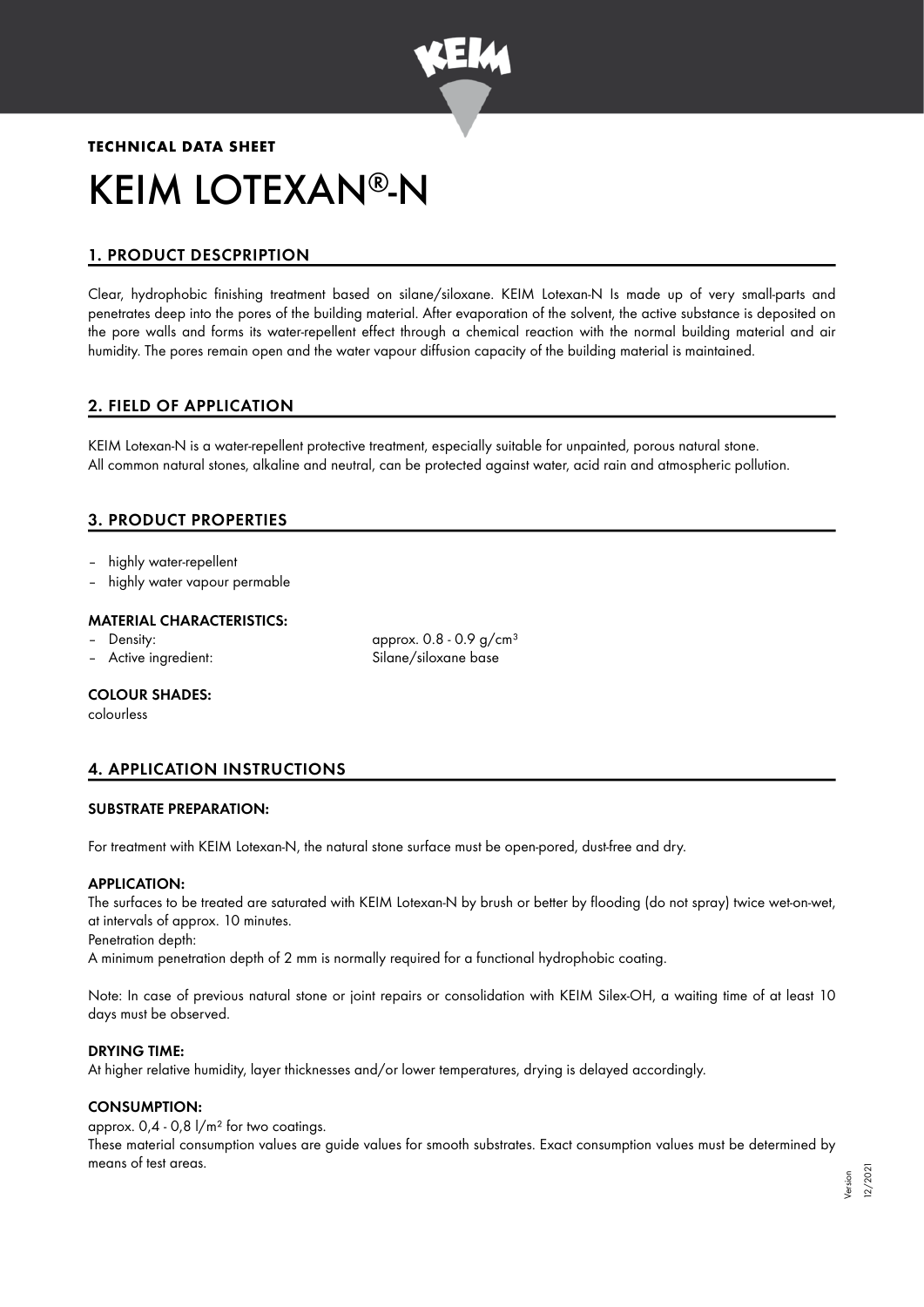**TECHNICAL DATA SHEET**

# KEIM LOTEXAN®-N

## 1. PRODUCT DESCPRIPTION

Clear, hydrophobic finishing treatment based on silane/siloxane. KEIM Lotexan-N Is made up of very small-parts and penetrates deep into the pores of the building material. After evaporation of the solvent, the active substance is deposited on the pore walls and forms its water-repellent effect through a chemical reaction with the normal building material and air humidity. The pores remain open and the water vapour diffusion capacity of the building material is maintained.

## 2. FIELD OF APPLICATION

KEIM Lotexan-N is a water-repellent protective treatment, especially suitable for unpainted, porous natural stone.
All common natural stones, alkaline and neutral, can be protected against water, acid rain and atmospheric pollution.

## 3. PRODUCT PROPERTIES

- highly water-repellent
- highly water vapour permable

### MATERIAL CHARACTERISTICS:

- Density: approx. 0.8 - 0.9 g/cm³
- Active ingredient: Silane/siloxane base

### COLOUR SHADES:

colourless

## 4. APPLICATION INSTRUCTIONS

### SUBSTRATE PREPARATION:

For treatment with KEIM Lotexan-N, the natural stone surface must be open-pored, dust-free and dry.

### APPLICATION:

The surfaces to be treated are saturated with KEIM Lotexan-N by brush or better by flooding (do not spray) twice wet-on-wet, at intervals of approx. 10 minutes.
Penetration depth:
A minimum penetration depth of 2 mm is normally required for a functional hydrophobic coating.

Note: In case of previous natural stone or joint repairs or consolidation with KEIM Silex-OH, a waiting time of at least 10 days must be observed.

### DRYING TIME:

At higher relative humidity, layer thicknesses and/or lower temperatures, drying is delayed accordingly.

### CONSUMPTION:

approx. 0,4 - 0,8 l/m² for two coatings.
These material consumption values are guide values for smooth substrates. Exact consumption values must be determined by means of test areas.

Version 12/2021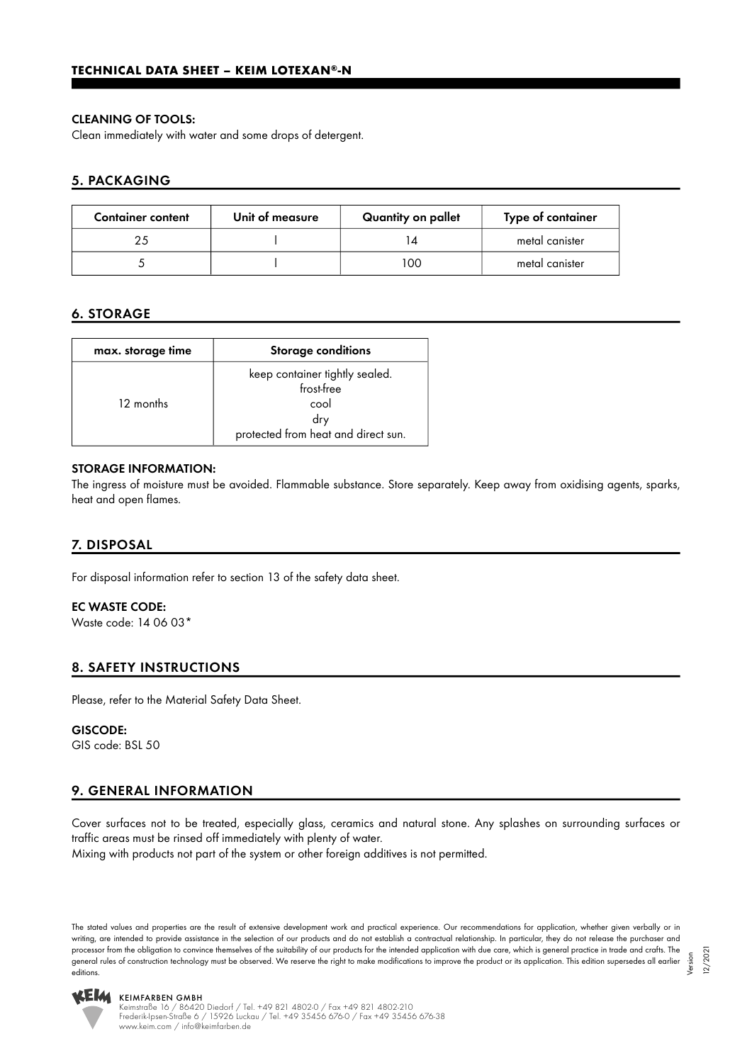#### CLEANING OF TOOLS:

Clean immediately with water and some drops of detergent.

## 5. PACKAGING

| Container content | Unit of measure | Quantity on pallet | Type of container |
|---|---|---|---|
| 25 | l | 14 | metal canister |
| 5 | l | 100 | metal canister |

## 6. STORAGE

| max. storage time | Storage conditions |
|---|---|
| 12 months | keep container tightly sealed.<br>frost-free<br>cool<br>dry<br>protected from heat and direct sun. |

#### STORAGE INFORMATION:

The ingress of moisture must be avoided. Flammable substance. Store separately. Keep away from oxidising agents, sparks, heat and open flames.

## 7. DISPOSAL

For disposal information refer to section 13 of the safety data sheet.

#### EC WASTE CODE:

Waste code: 14 06 03*

## 8. SAFETY INSTRUCTIONS

Please, refer to the Material Safety Data Sheet.

#### GISCODE:

GIS code: BSL 50

## 9. GENERAL INFORMATION

Cover surfaces not to be treated, especially glass, ceramics and natural stone. Any splashes on surrounding surfaces or traffic areas must be rinsed off immediately with plenty of water.
Mixing with products not part of the system or other foreign additives is not permitted.

The stated values and properties are the result of extensive development work and practical experience. Our recommendations for application, whether given verbally or in writing, are intended to provide assistance in the selection of our products and do not establish a contractual relationship. In particular, they do not release the purchaser and processor from the obligation to convince themselves of the suitability of our products for the intended application with due care, which is general practice in trade and crafts. The general rules of construction technology must be observed. We reserve the right to make modifications to improve the product or its application. This edition supersedes all earlier editions.

Version 12/2021

KEIMFARBEN GMBH
Keimstraße 16 / 86420 Diedorf / Tel. +49 821 4802-0 / Fax +49 821 4802-210
Frederik-Ipsen-Straße 6 / 15926 Luckau / Tel. +49 35456 676-0 / Fax +49 35456 676-38
www.keim.com / info@keimfarben.de